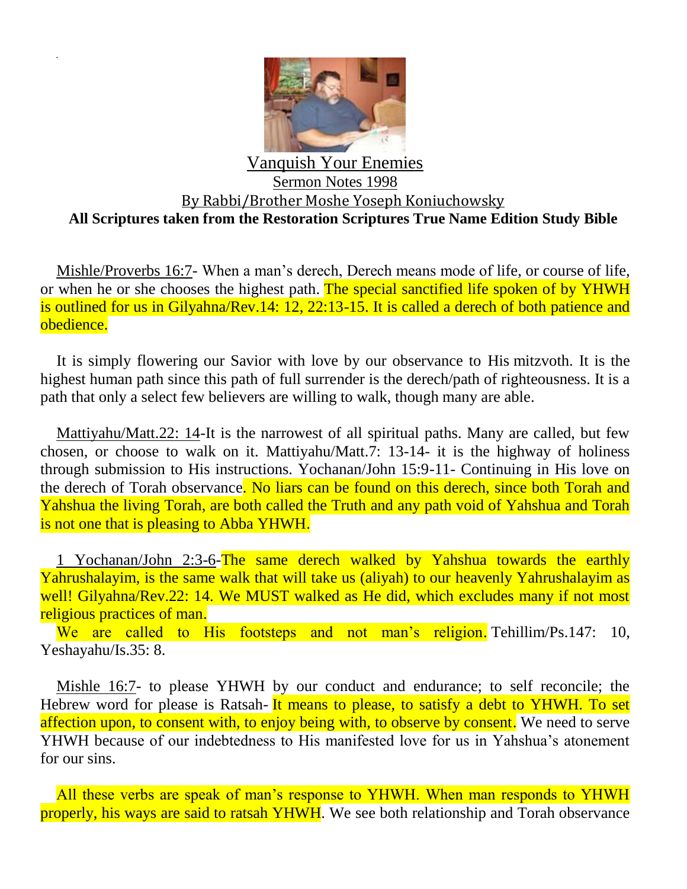# Vanquish Your Enemies

## Sermon Notes 1998

### By Rabbi/Brother Moshe Yoseph Koniuchowsky

**All Scriptures taken from the Restoration Scriptures True Name Edition Study Bible**

Mishle/Proverbs 16:7- When a man's derech, Derech means mode of life, or course of life, or when he or she chooses the highest path. The special sanctified life spoken of by YHWH is outlined for us in Gilyahna/Rev.14: 12, 22:13-15. It is called a derech of both patience and obedience.

It is simply flowering our Savior with love by our observance to His mitzvoth. It is the highest human path since this path of full surrender is the derech/path of righteousness. It is a path that only a select few believers are willing to walk, though many are able.

Mattiyahu/Matt.22: 14-It is the narrowest of all spiritual paths. Many are called, but few chosen, or choose to walk on it. Mattiyahu/Matt.7: 13-14- it is the highway of holiness through submission to His instructions. Yochanan/John 15:9-11- Continuing in His love on the derech of Torah observance. No liars can be found on this derech, since both Torah and Yahshua the living Torah, are both called the Truth and any path void of Yahshua and Torah is not one that is pleasing to Abba YHWH.

1 Yochanan/John 2:3-6-The same derech walked by Yahshua towards the earthly Yahrushalayim, is the same walk that will take us (aliyah) to our heavenly Yahrushalayim as well! Gilyahna/Rev.22: 14. We MUST walked as He did, which excludes many if not most religious practices of man.

We are called to His footsteps and not man's religion. Tehillim/Ps.147: 10, Yeshayahu/Is.35: 8.

Mishle 16:7- to please YHWH by our conduct and endurance; to self reconcile; the Hebrew word for please is Ratsah- It means to please, to satisfy a debt to YHWH. To set affection upon, to consent with, to enjoy being with, to observe by consent. We need to serve YHWH because of our indebtedness to His manifested love for us in Yahshua's atonement for our sins.

All these verbs are speak of man's response to YHWH. When man responds to YHWH properly, his ways are said to ratsah YHWH. We see both relationship and Torah observance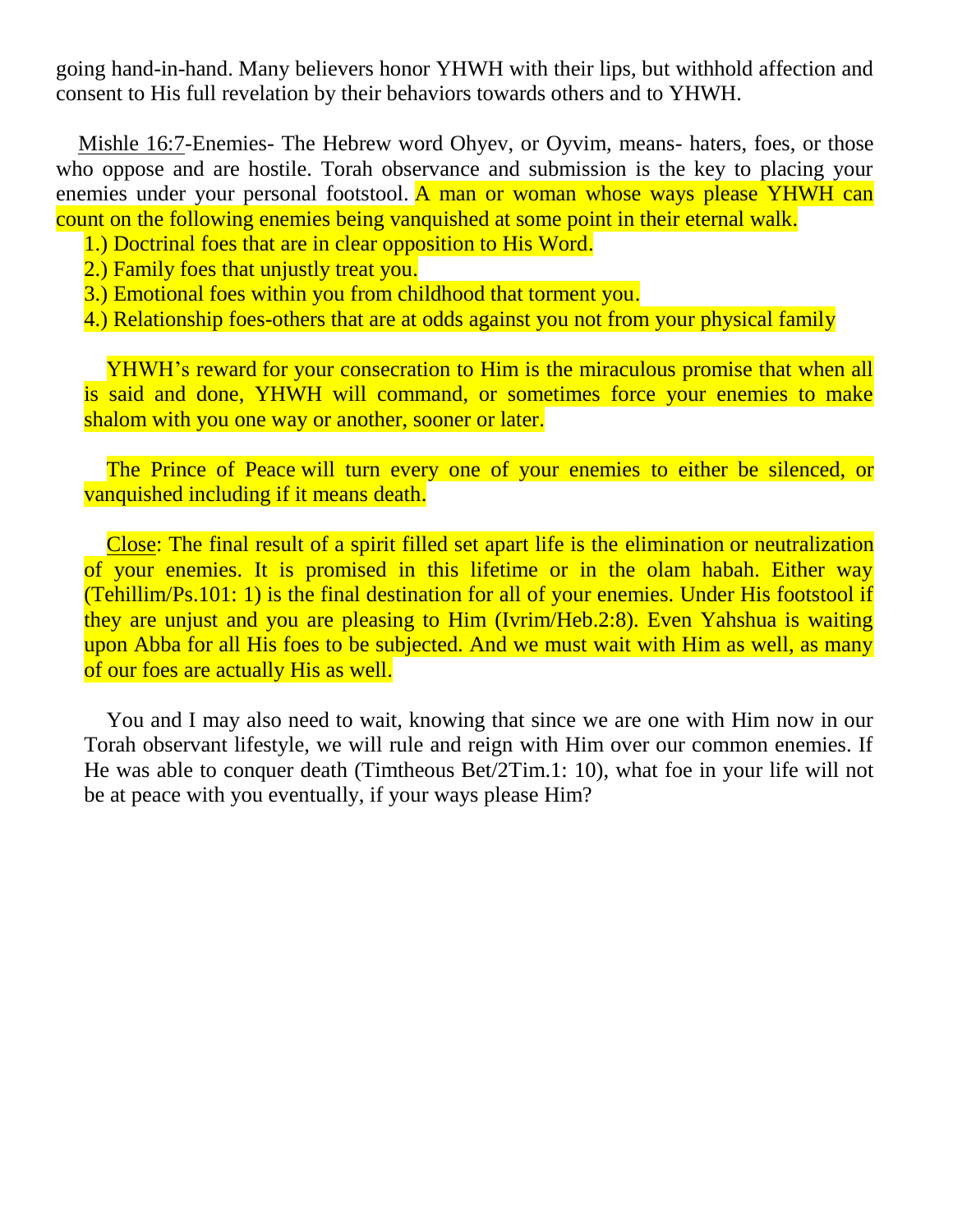going hand-in-hand. Many believers honor YHWH with their lips, but withhold affection and consent to His full revelation by their behaviors towards others and to YHWH.

Mishle 16:7-Enemies- The Hebrew word Ohyev, or Oyvim, means- haters, foes, or those who oppose and are hostile. Torah observance and submission is the key to placing your enemies under your personal footstool. A man or woman whose ways please YHWH can count on the following enemies being vanquished at some point in their eternal walk.

1.) Doctrinal foes that are in clear opposition to His Word.
2.) Family foes that unjustly treat you.
3.) Emotional foes within you from childhood that torment you.
4.) Relationship foes-others that are at odds against you not from your physical family

YHWH's reward for your consecration to Him is the miraculous promise that when all is said and done, YHWH will command, or sometimes force your enemies to make shalom with you one way or another, sooner or later.

The Prince of Peace will turn every one of your enemies to either be silenced, or vanquished including if it means death.

Close: The final result of a spirit filled set apart life is the elimination or neutralization of your enemies. It is promised in this lifetime or in the olam habah. Either way (Tehillim/Ps.101: 1) is the final destination for all of your enemies. Under His footstool if they are unjust and you are pleasing to Him (Ivrim/Heb.2:8). Even Yahshua is waiting upon Abba for all His foes to be subjected. And we must wait with Him as well, as many of our foes are actually His as well.

You and I may also need to wait, knowing that since we are one with Him now in our Torah observant lifestyle, we will rule and reign with Him over our common enemies. If He was able to conquer death (Timtheous Bet/2Tim.1: 10), what foe in your life will not be at peace with you eventually, if your ways please Him?